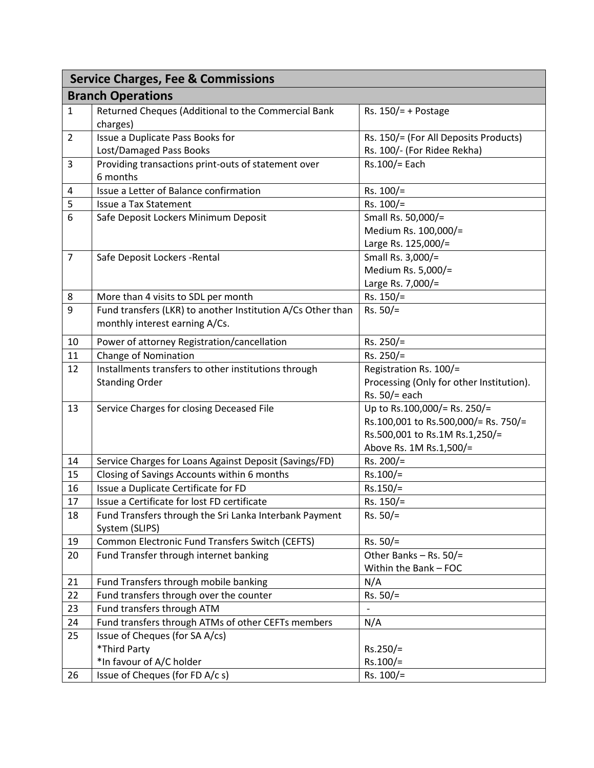| Service Charges, Fee & Commissions | | |
|---|---|---|
| **Branch Operations** | | |
| 1 | Returned Cheques (Additional to the Commercial Bank charges) | Rs. 150/= + Postage |
| 2 | Issue a Duplicate Pass Books for Lost/Damaged Pass Books | Rs. 150/= (For All Deposits Products)<br>Rs. 100/- (For Ridee Rekha) |
| 3 | Providing transactions print-outs of statement over 6 months | Rs.100/= Each |
| 4 | Issue a Letter of Balance confirmation | Rs. 100/= |
| 5 | Issue a Tax Statement | Rs. 100/= |
| 6 | Safe Deposit Lockers Minimum Deposit | Small Rs. 50,000/=<br>Medium Rs. 100,000/=<br>Large Rs. 125,000/= |
| 7 | Safe Deposit Lockers -Rental | Small Rs. 3,000/=<br>Medium Rs. 5,000/=<br>Large Rs. 7,000/= |
| 8 | More than 4 visits to SDL per month | Rs. 150/= |
| 9 | Fund transfers (LKR) to another Institution A/Cs Other than monthly interest earning A/Cs. | Rs. 50/= |
| 10 | Power of attorney Registration/cancellation | Rs. 250/= |
| 11 | Change of Nomination | Rs. 250/= |
| 12 | Installments transfers to other institutions through Standing Order | Registration Rs. 100/=<br>Processing (Only for other Institution). Rs. 50/= each |
| 13 | Service Charges for closing Deceased File | Up to Rs.100,000/= Rs. 250/=<br>Rs.100,001 to Rs.500,000/= Rs. 750/=<br>Rs.500,001 to Rs.1M Rs.1,250/=<br>Above Rs. 1M Rs.1,500/= |
| 14 | Service Charges for Loans Against Deposit (Savings/FD) | Rs. 200/= |
| 15 | Closing of Savings Accounts within 6 months | Rs.100/= |
| 16 | Issue a Duplicate Certificate for FD | Rs.150/= |
| 17 | Issue a Certificate for lost FD certificate | Rs. 150/= |
| 18 | Fund Transfers through the Sri Lanka Interbank Payment System (SLIPS) | Rs. 50/= |
| 19 | Common Electronic Fund Transfers Switch (CEFTS) | Rs. 50/= |
| 20 | Fund Transfer through internet banking | Other Banks – Rs. 50/=<br>Within the Bank – FOC |
| 21 | Fund Transfers through mobile banking | N/A |
| 22 | Fund transfers through over the counter | Rs. 50/= |
| 23 | Fund transfers through ATM | - |
| 24 | Fund transfers through ATMs of other CEFTs members | N/A |
| 25 | Issue of Cheques (for SA A/cs)<br>*Third Party<br>*In favour of A/C holder | <br>Rs.250/=<br>Rs.100/= |
| 26 | Issue of Cheques (for FD A/c s) | Rs. 100/= |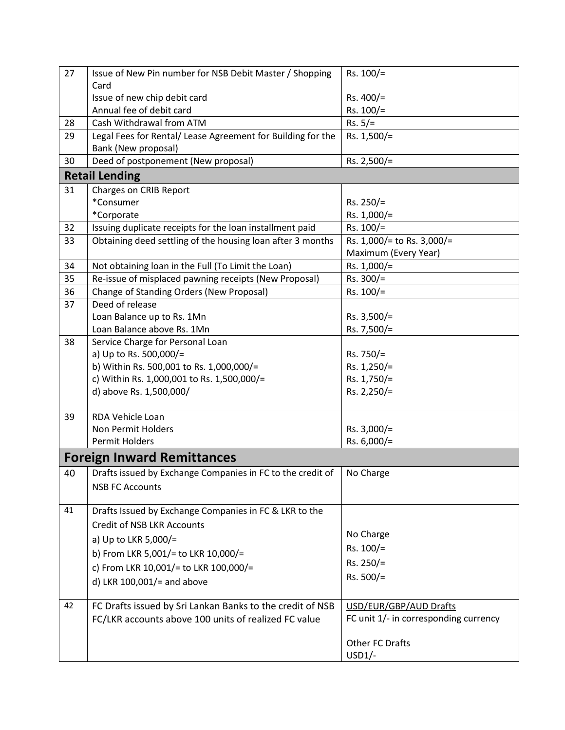| | | |
|---|---|---|
| 27 | Issue of New Pin number for NSB Debit Master / Shopping Card<br>Issue of new chip debit card<br>Annual fee of debit card | Rs. 100/=<br><br>Rs. 400/=<br>Rs. 100/= |
| 28 | Cash Withdrawal from ATM | Rs. 5/= |
| 29 | Legal Fees for Rental/ Lease Agreement for Building for the Bank (New proposal) | Rs. 1,500/= |
| 30 | Deed of postponement (New proposal) | Rs. 2,500/= |
| **Retail Lending** | | |
| 31 | Charges on CRIB Report<br>*Consumer<br>*Corporate | <br>Rs. 250/=<br>Rs. 1,000/= |
| 32 | Issuing duplicate receipts for the loan installment paid | Rs. 100/= |
| 33 | Obtaining deed settling of the housing loan after 3 months | Rs. 1,000/= to Rs. 3,000/= Maximum (Every Year) |
| 34 | Not obtaining loan in the Full (To Limit the Loan) | Rs. 1,000/= |
| 35 | Re-issue of misplaced pawning receipts (New Proposal) | Rs. 300/= |
| 36 | Change of Standing Orders (New Proposal) | Rs. 100/= |
| 37 | Deed of release<br>Loan Balance up to Rs. 1Mn<br>Loan Balance above Rs. 1Mn | <br>Rs. 3,500/=<br>Rs. 7,500/= |
| 38 | Service Charge for Personal Loan<br>a) Up to Rs. 500,000/=<br>b) Within Rs. 500,001 to Rs. 1,000,000/=<br>c) Within Rs. 1,000,001 to Rs. 1,500,000/=<br>d) above Rs. 1,500,000/ | <br>Rs. 750/=<br>Rs. 1,250/=<br>Rs. 1,750/=<br>Rs. 2,250/= |
| 39 | RDA Vehicle Loan<br>Non Permit Holders<br>Permit Holders | <br>Rs. 3,000/=<br>Rs. 6,000/= |
| **Foreign Inward Remittances** | | |
| 40 | Drafts issued by Exchange Companies in FC to the credit of NSB FC Accounts | No Charge |
| 41 | Drafts Issued by Exchange Companies in FC & LKR to the Credit of NSB LKR Accounts<br>a) Up to LKR 5,000/=<br>b) From LKR 5,001/= to LKR 10,000/=<br>c) From LKR 10,001/= to LKR 100,000/=<br>d) LKR 100,001/= and above | <br><br>No Charge<br>Rs. 100/=<br>Rs. 250/=<br>Rs. 500/= |
| 42 | FC Drafts issued by Sri Lankan Banks to the credit of NSB FC/LKR accounts above 100 units of realized FC value | USD/EUR/GBP/AUD Drafts<br>FC unit 1/- in corresponding currency<br><br>Other FC Drafts<br>USD1/- |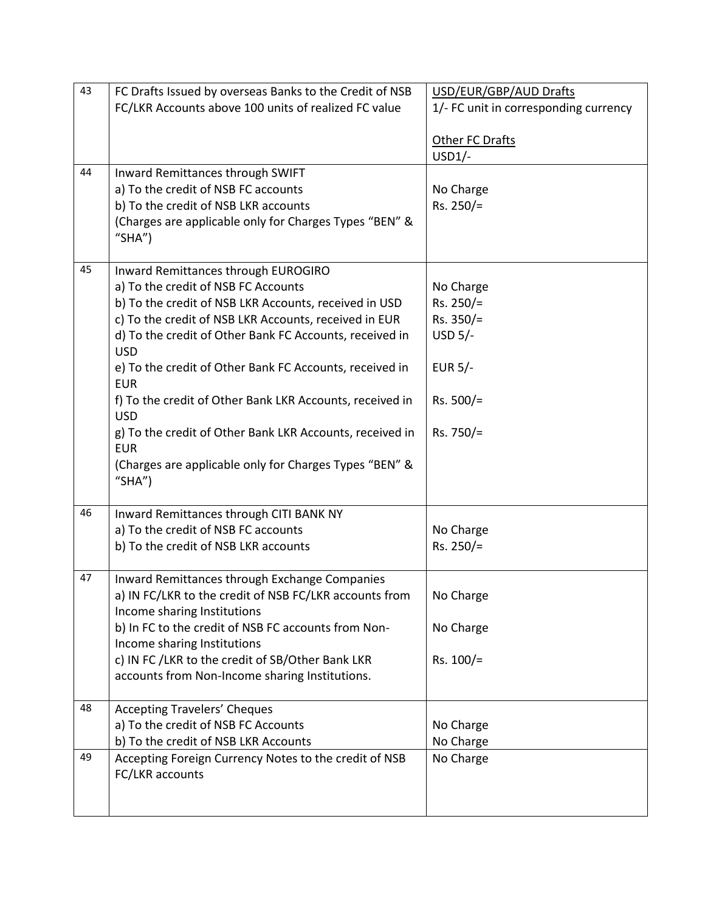| 43 | FC Drafts Issued by overseas Banks to the Credit of NSB FC/LKR Accounts above 100 units of realized FC value | <u>USD/EUR/GBP/AUD Drafts</u><br>1/- FC unit in corresponding currency<br><br><u>Other FC Drafts</u><br>USD1/- |
|---|---|---|
| 44 | Inward Remittances through SWIFT<br>a) To the credit of NSB FC accounts<br>b) To the credit of NSB LKR accounts<br>(Charges are applicable only for Charges Types "BEN" & "SHA") | <br>No Charge<br>Rs. 250/= |
| 45 | Inward Remittances through EUROGIRO<br>a) To the credit of NSB FC Accounts<br>b) To the credit of NSB LKR Accounts, received in USD<br>c) To the credit of NSB LKR Accounts, received in EUR<br>d) To the credit of Other Bank FC Accounts, received in USD<br>e) To the credit of Other Bank FC Accounts, received in EUR<br>f) To the credit of Other Bank LKR Accounts, received in USD<br>g) To the credit of Other Bank LKR Accounts, received in EUR<br>(Charges are applicable only for Charges Types "BEN" & "SHA") | <br>No Charge<br>Rs. 250/=<br>Rs. 350/=<br>USD 5/-<br>EUR 5/-<br>Rs. 500/=<br>Rs. 750/= |
| 46 | Inward Remittances through CITI BANK NY<br>a) To the credit of NSB FC accounts<br>b) To the credit of NSB LKR accounts | <br>No Charge<br>Rs. 250/= |
| 47 | Inward Remittances through Exchange Companies<br>a) IN FC/LKR to the credit of NSB FC/LKR accounts from Income sharing Institutions<br>b) In FC to the credit of NSB FC accounts from Non-Income sharing Institutions<br>c) IN FC /LKR to the credit of SB/Other Bank LKR accounts from Non-Income sharing Institutions. | <br>No Charge<br><br>No Charge<br><br>Rs. 100/= |
| 48 | Accepting Travelers' Cheques<br>a) To the credit of NSB FC Accounts<br>b) To the credit of NSB LKR Accounts | <br>No Charge<br>No Charge |
| 49 | Accepting Foreign Currency Notes to the credit of NSB FC/LKR accounts | No Charge |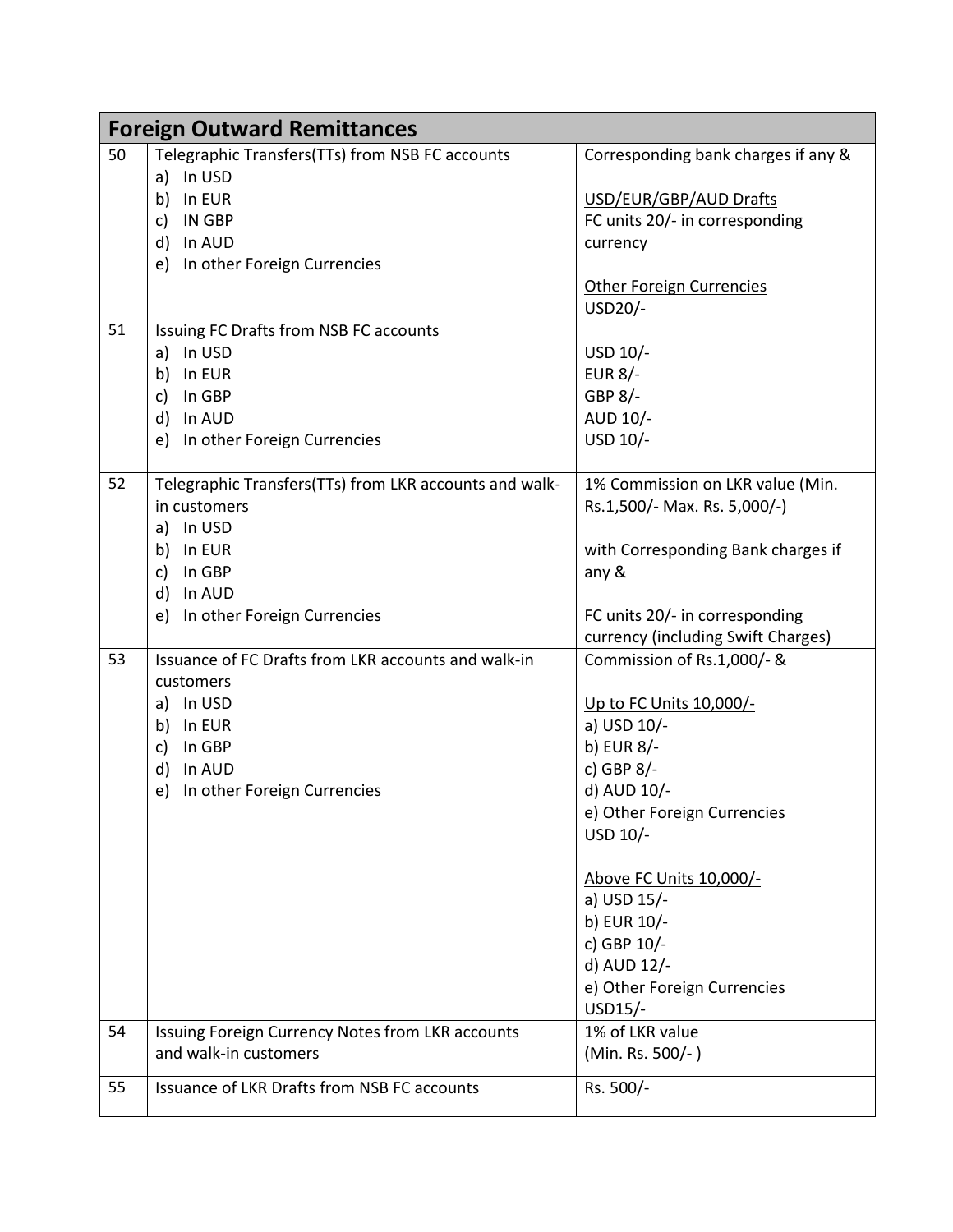| Foreign Outward Remittances | | |
|---|---|---|
| 50 | Telegraphic Transfers(TTs) from NSB FC accounts<br>a) In USD<br>b) In EUR<br>c) IN GBP<br>d) In AUD<br>e) In other Foreign Currencies | Corresponding bank charges if any &<br><br>USD/EUR/GBP/AUD Drafts<br>FC units 20/- in corresponding currency<br><br>Other Foreign Currencies<br>USD20/- |
| 51 | Issuing FC Drafts from NSB FC accounts<br>a) In USD<br>b) In EUR<br>c) In GBP<br>d) In AUD<br>e) In other Foreign Currencies | <br>USD 10/-<br>EUR 8/-<br>GBP 8/-<br>AUD 10/-<br>USD 10/- |
| 52 | Telegraphic Transfers(TTs) from LKR accounts and walk-in customers<br>a) In USD<br>b) In EUR<br>c) In GBP<br>d) In AUD<br>e) In other Foreign Currencies | 1% Commission on LKR value (Min. Rs.1,500/- Max. Rs. 5,000/-)<br><br>with Corresponding Bank charges if any &<br><br>FC units 20/- in corresponding currency (including Swift Charges) |
| 53 | Issuance of FC Drafts from LKR accounts and walk-in customers<br>a) In USD<br>b) In EUR<br>c) In GBP<br>d) In AUD<br>e) In other Foreign Currencies | Commission of Rs.1,000/- &<br><br>Up to FC Units 10,000/-<br>a) USD 10/-<br>b) EUR 8/-<br>c) GBP 8/-<br>d) AUD 10/-<br>e) Other Foreign Currencies USD 10/-<br><br>Above FC Units 10,000/-<br>a) USD 15/-<br>b) EUR 10/-<br>c) GBP 10/-<br>d) AUD 12/-<br>e) Other Foreign Currencies USD15/- |
| 54 | Issuing Foreign Currency Notes from LKR accounts and walk-in customers | 1% of LKR value<br>(Min. Rs. 500/- ) |
| 55 | Issuance of LKR Drafts from NSB FC accounts | Rs. 500/- |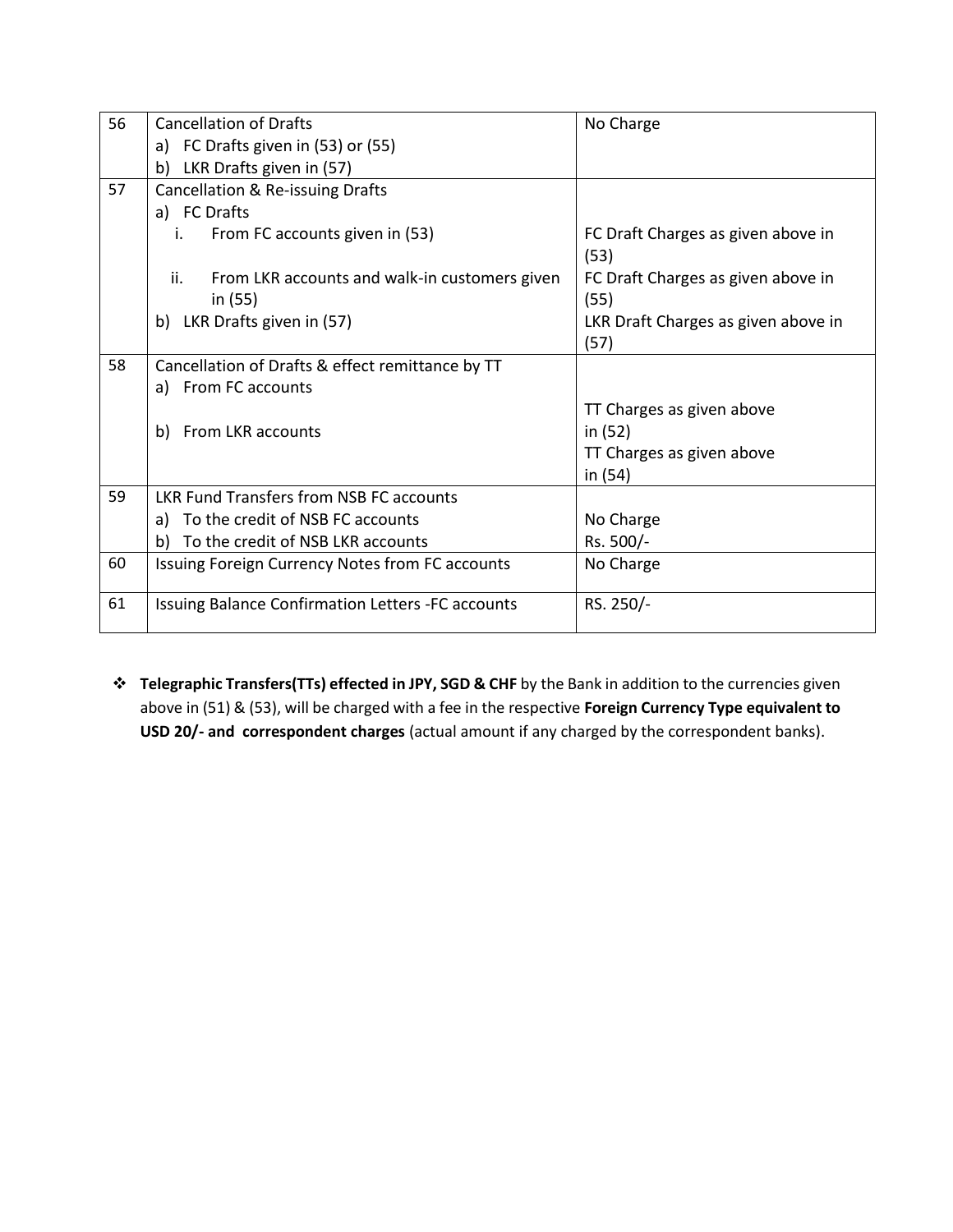| | | |
|---|---|---|
| 56 | Cancellation of Drafts<br>a) FC Drafts given in (53) or (55)<br>b) LKR Drafts given in (57) | No Charge |
| 57 | Cancellation & Re-issuing Drafts<br>a) FC Drafts<br>i. From FC accounts given in (53)<br>ii. From LKR accounts and walk-in customers given in (55)<br>b) LKR Drafts given in (57) | <br><br>FC Draft Charges as given above in (53)<br>FC Draft Charges as given above in (55)<br>LKR Draft Charges as given above in (57) |
| 58 | Cancellation of Drafts & effect remittance by TT<br>a) From FC accounts<br>b) From LKR accounts | <br>TT Charges as given above in (52)<br>TT Charges as given above in (54) |
| 59 | LKR Fund Transfers from NSB FC accounts<br>a) To the credit of NSB FC accounts<br>b) To the credit of NSB LKR accounts | <br>No Charge<br>Rs. 500/- |
| 60 | Issuing Foreign Currency Notes from FC accounts | No Charge |
| 61 | Issuing Balance Confirmation Letters -FC accounts | RS. 250/- |

- **Telegraphic Transfers(TTs) effected in JPY, SGD & CHF** by the Bank in addition to the currencies given above in (51) & (53), will be charged with a fee in the respective **Foreign Currency Type equivalent to USD 20/- and correspondent charges** (actual amount if any charged by the correspondent banks).